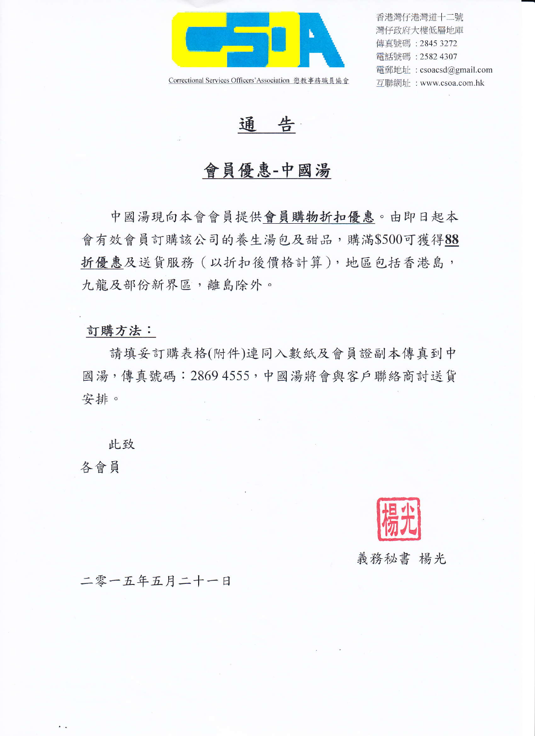CSOA

Correctional Services Officers' Association 懲教事務職員協會

香港灣仔港灣道十二號
灣仔政府大樓低層地庫
傳真號碼：2845 3272
電話號碼：2582 4307
電郵地址：csoacsd@gmail.com
互聯網址：www.csoa.com.hk

# 通　告

## 會員優惠-中國湯

中國湯現向本會會員提供**會員購物折扣優惠**。由即日起本會有效會員訂購該公司的養生湯包及甜品，購滿$500可獲得**88折優惠**及送貨服務（以折扣後價格計算），地區包括香港島，九龍及部份新界區，離島除外。

**訂購方法：**

請填妥訂購表格(附件)連同入數紙及會員證副本傳真到中國湯，傳真號碼：2869 4555，中國湯將會與客戶聯絡商討送貨安排。

此致

各會員

楊光

義務秘書 楊光

二零一五年五月二十一日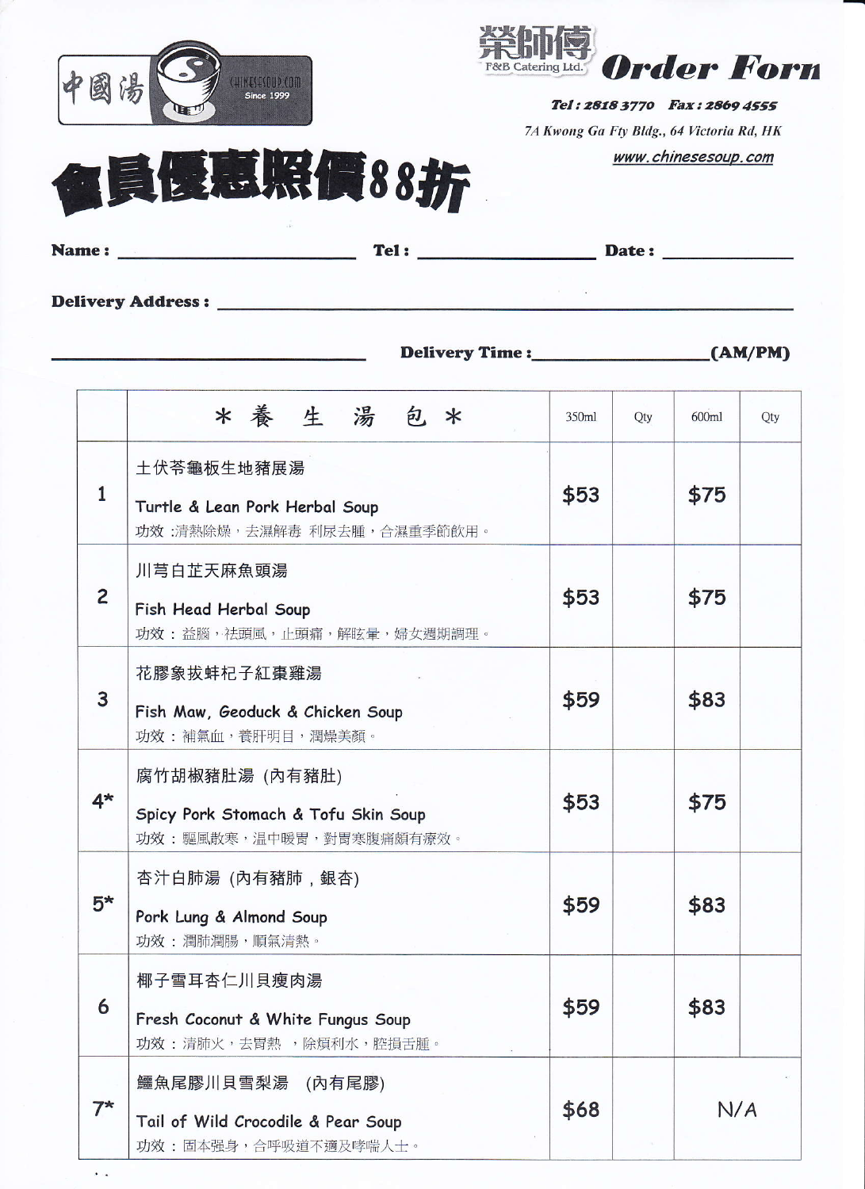中國湯 CHINESESOUP.COM Since 1999

榮師傅 F&B Catering Ltd.

# Order Form

**Tel : 2818 3770 Fax : 2869 4555**

*7A Kwong Ga Fty Bldg., 64 Victoria Rd, HK*

www.chinesesoup.com

# 會員優惠照價88折

**Name :** ____________ **Tel :** ____________ **Date :** ____________

**Delivery Address :** ________________________________________

________________________ **Delivery Time :** ____________ **(AM/PM)**

| | * 養 生 湯 包 * | 350ml | Qty | 600ml | Qty |
|---|---|---|---|---|---|
| 1 | 土伏苓龜板生地豬展湯<br>Turtle & Lean Pork Herbal Soup<br>功效 :清熱除燥，去濕解毒 利尿去腫，合濕重季節飲用。 | $53 | | $75 | |
| 2 | 川芎白芷天麻魚頭湯<br>Fish Head Herbal Soup<br>功效：益腦，祛頭風，止頭痛，解眩暈，婦女週期調理。 | $53 | | $75 | |
| 3 | 花膠象拔蚌杞子紅棗雞湯<br>Fish Maw, Geoduck & Chicken Soup<br>功效：補氣血，養肝明目，潤燥美顏。 | $59 | | $83 | |
| 4* | 腐竹胡椒豬肚湯 (內有豬肚)<br>Spicy Pork Stomach & Tofu Skin Soup<br>功效：驅風散寒，溫中暖胃，對胃寒腹痛頗有療效。 | $53 | | $75 | |
| 5* | 杏汁白肺湯 (內有豬肺，銀杏)<br>Pork Lung & Almond Soup<br>功效：潤肺潤腸，順氣清熱。 | $59 | | $83 | |
| 6 | 椰子雪耳杏仁川貝瘦肉湯<br>Fresh Coconut & White Fungus Soup<br>功效：清肺火，去胃熱 ，除煩利水，腔損舌腫。 | $59 | | $83 | |
| 7* | 鱷魚尾膠川貝雪梨湯 (內有尾膠)<br>Tail of Wild Crocodile & Pear Soup<br>功效：固本强身，合呼吸道不適及哮喘人士。 | $68 | | N/A | |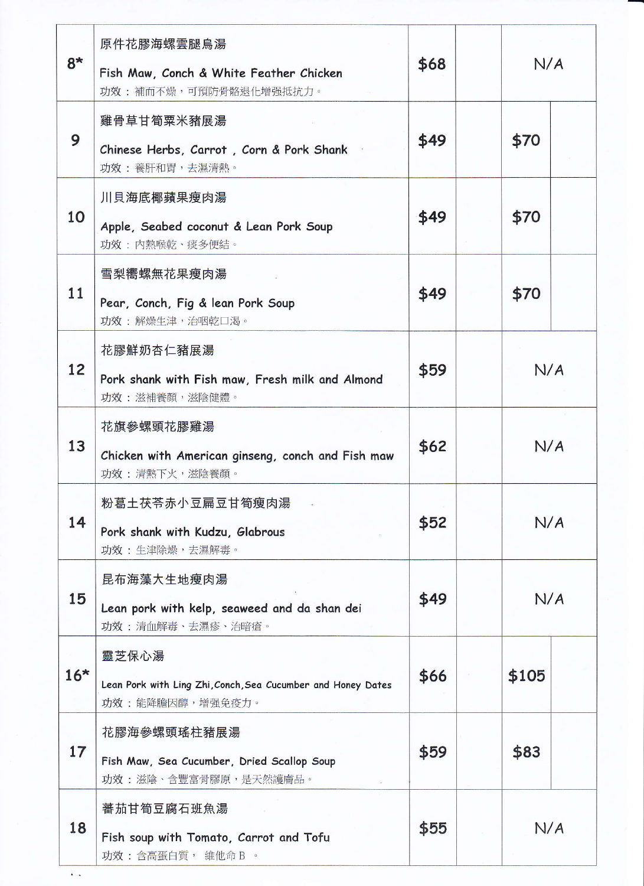| | | | | |
|---|---|---|---|---|
| 8* | 原件花膠海螺雲腿烏湯<br><br>Fish Maw, Conch & White Feather Chicken<br>功效：補而不燥，可預防骨骼退化增强抵抗力。 | $68 | | N/A |
| 9 | 雞骨草甘筍粟米豬展湯<br><br>Chinese Herbs, Carrot , Corn & Pork Shank<br>功效：養肝和胃，去濕清熱。 | $49 | | $70 |
| 10 | 川貝海底椰蘋果瘦肉湯<br><br>Apple, Seabed coconut & Lean Pork Soup<br>功效：內熱喉乾、痰多便結。 | $49 | | $70 |
| 11 | 雪梨響螺無花果瘦肉湯<br><br>Pear, Conch, Fig & lean Pork Soup<br>功效：解燥生津，治咽乾口渴。 | $49 | | $70 |
| 12 | 花膠鮮奶杏仁豬展湯<br><br>Pork shank with Fish maw, Fresh milk and Almond<br>功效：滋補養顏，滋陰健體。 | $59 | | N/A |
| 13 | 花旗參螺頭花膠雞湯<br><br>Chicken with American ginseng, conch and Fish maw<br>功效：清熱下火，滋陰養顏。 | $62 | | N/A |
| 14 | 粉葛土茯苓赤小豆扁豆甘筍瘦肉湯<br><br>Pork shank with Kudzu, Glabrous<br>功效：生津除燥，去濕解毒。 | $52 | | N/A |
| 15 | 昆布海藻大生地瘦肉湯<br><br>Lean pork with kelp, seaweed and da shan dei<br>功效：清血解毒、去濕疹、治暗瘡。 | $49 | | N/A |
| 16* | 靈芝保心湯<br><br>Lean Pork with Ling Zhi,Conch,Sea Cucumber and Honey Dates<br>功效：能降膽固醇，增強免疫力。 | $66 | | $105 |
| 17 | 花膠海參螺頭瑤柱豬展湯<br><br>Fish Maw, Sea Cucumber, Dried Scallop Soup<br>功效：滋陰、含豐富骨膠原，是天然護膚品。 | $59 | | $83 |
| 18 | 蕃茄甘筍豆腐石班魚湯<br><br>Fish soup with Tomato, Carrot and Tofu<br>功效：含高蛋白質， 維他命 B 。 | $55 | | N/A |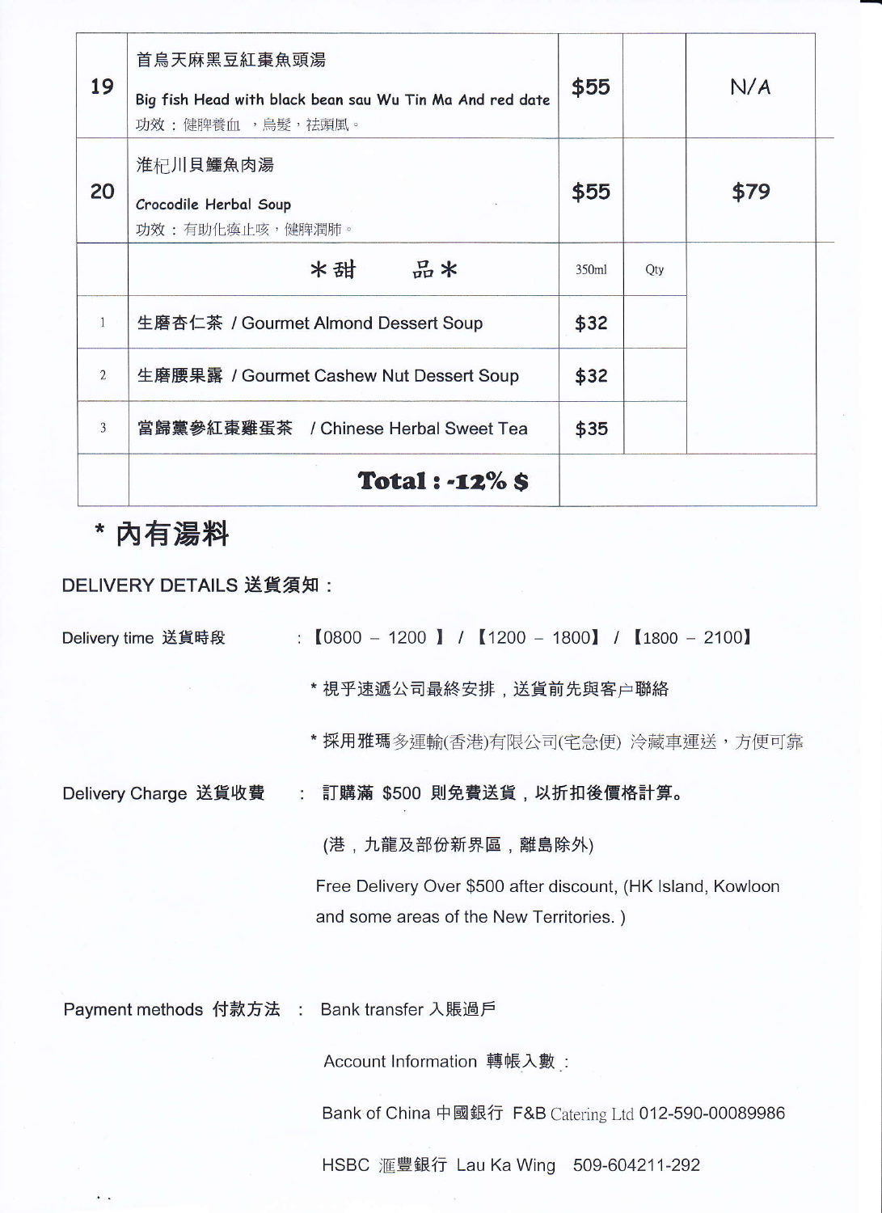| | | | | |
|---|---|---|---|---|
| 19 | 首烏天麻黑豆紅棗魚頭湯<br>Big fish Head with black bean sau Wu Tin Ma And red date<br>功效：健脾養血，烏髮，祛頭風。 | $55 | | N/A |
| 20 | 淮杞川貝鱷魚肉湯<br>Crocodile Herbal Soup<br>功效：有助化痰止咳，健脾潤肺。 | $55 | | $79 |
| | *甜　品* | 350ml | Qty | |
| 1 | 生磨杏仁茶 / Gourmet Almond Dessert Soup | $32 | | |
| 2 | 生磨腰果露 / Gourmet Cashew Nut Dessert Soup | $32 | | |
| 3 | 當歸黨參紅棗雞蛋茶 / Chinese Herbal Sweet Tea | $35 | | |
| | **Total : -12% $** | | | |

**\* 內有湯料**

DELIVERY DETAILS 送貨須知：

Delivery time 送貨時段 ：【0800 – 1200】/【1200 – 1800】/【1800 – 2100】

\* 視乎速遞公司最終安排，送貨前先與客户聯絡

\* 採用雅瑪多運輸(香港)有限公司(宅急便) 冷藏車運送，方便可靠

Delivery Charge 送貨收費 ： 訂購滿 $500 則免費送貨，以折扣後價格計算。

(港，九龍及部份新界區，離島除外)

Free Delivery Over $500 after discount, (HK Island, Kowloon and some areas of the New Territories. )

Payment methods 付款方法 ： Bank transfer 入賬過戶

Account Information 轉帳入數：

Bank of China 中國銀行 F&B Catering Ltd 012-590-00089986

HSBC 滙豐銀行 Lau Ka Wing 509-604211-292